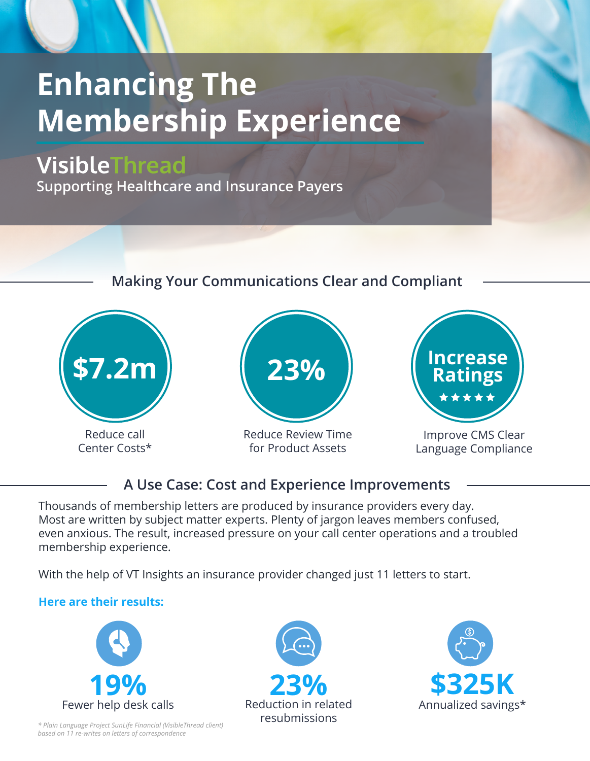# Enhancing The Membership Experience

## VisibleThread

Supporting Healthcare and Insurance Payers

### Making Your Communications Clear and Compliant

**$7.2m**

Reduce call Center Costs*

**23%**

Reduce Review Time for Product Assets

**Increase Ratings** ★★★★★

Improve CMS Clear Language Compliance

### A Use Case: Cost and Experience Improvements

Thousands of membership letters are produced by insurance providers every day. Most are written by subject matter experts. Plenty of jargon leaves members confused, even anxious. The result, increased pressure on your call center operations and a troubled membership experience.

With the help of VT Insights an insurance provider changed just 11 letters to start.

**Here are their results:**

**19%**
Fewer help desk calls

**23%**
Reduction in related resubmissions

**$325K**
Annualized savings*

*\* Plain Language Project SunLife Financial (VisibleThread client) based on 11 re-writes on letters of correspondence*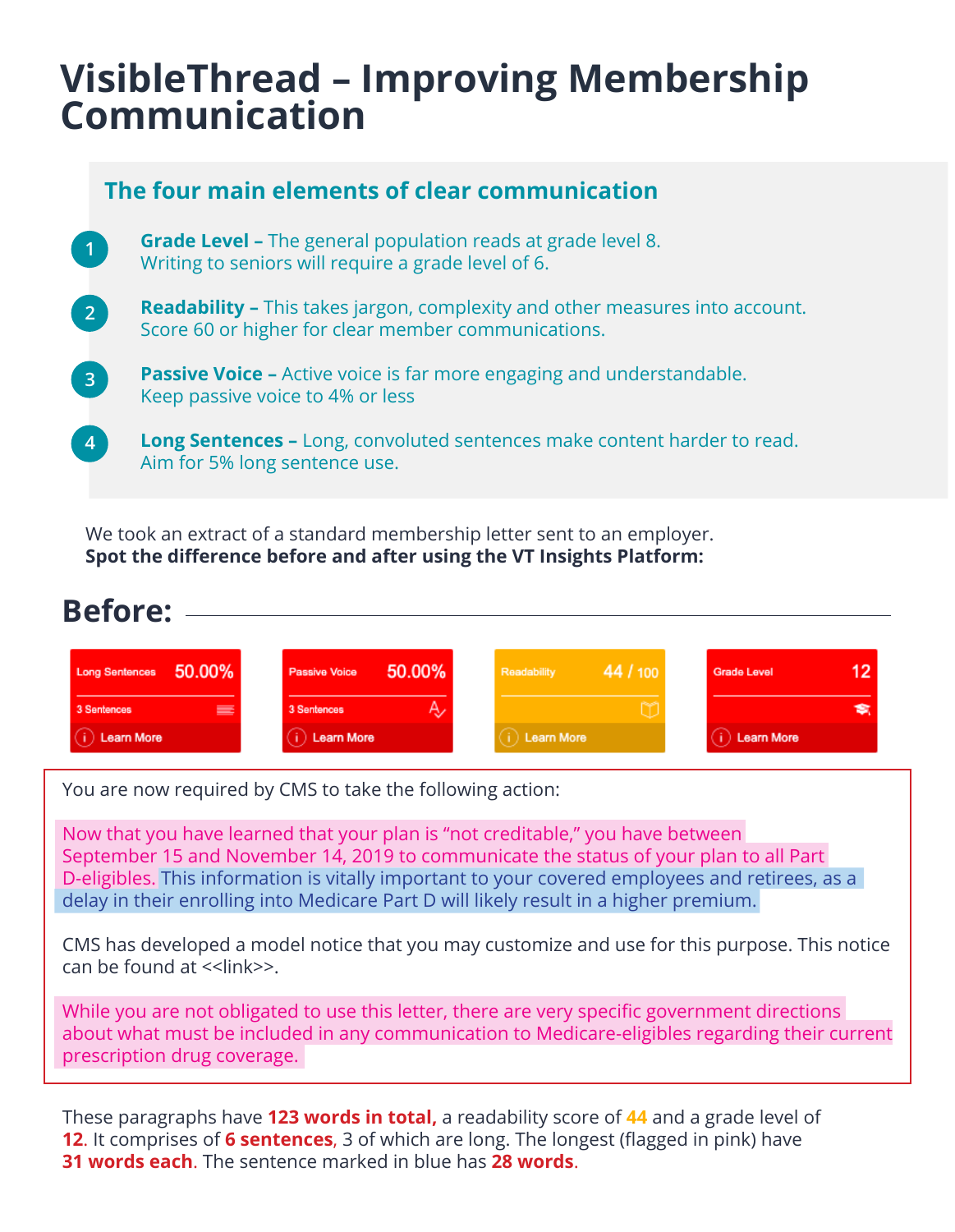# VisibleThread – Improving Membership Communication

## The four main elements of clear communication

1. **Grade Level –** The general population reads at grade level 8. Writing to seniors will require a grade level of 6.
2. **Readability –** This takes jargon, complexity and other measures into account. Score 60 or higher for clear member communications.
3. **Passive Voice –** Active voice is far more engaging and understandable. Keep passive voice to 4% or less
4. **Long Sentences –** Long, convoluted sentences make content harder to read. Aim for 5% long sentence use.

We took an extract of a standard membership letter sent to an employer.
**Spot the difference before and after using the VT Insights Platform:**

## Before:

| Long Sentences | Passive Voice | Readability | Grade Level |
|---|---|---|---|
| 50.00% | 50.00% | 44 / 100 | 12 |
| 3 Sentences | 3 Sentences | | |
| Learn More | Learn More | Learn More | Learn More |

You are now required by CMS to take the following action:

Now that you have learned that your plan is "not creditable," you have between September 15 and November 14, 2019 to communicate the status of your plan to all Part D-eligibles. This information is vitally important to your covered employees and retirees, as a delay in their enrolling into Medicare Part D will likely result in a higher premium.

CMS has developed a model notice that you may customize and use for this purpose. This notice can be found at <<link>>.

While you are not obligated to use this letter, there are very specific government directions about what must be included in any communication to Medicare-eligibles regarding their current prescription drug coverage.

These paragraphs have **123 words in total,** a readability score of **44** and a grade level of **12**. It comprises of **6 sentences**, 3 of which are long. The longest (flagged in pink) have **31 words each**. The sentence marked in blue has **28 words**.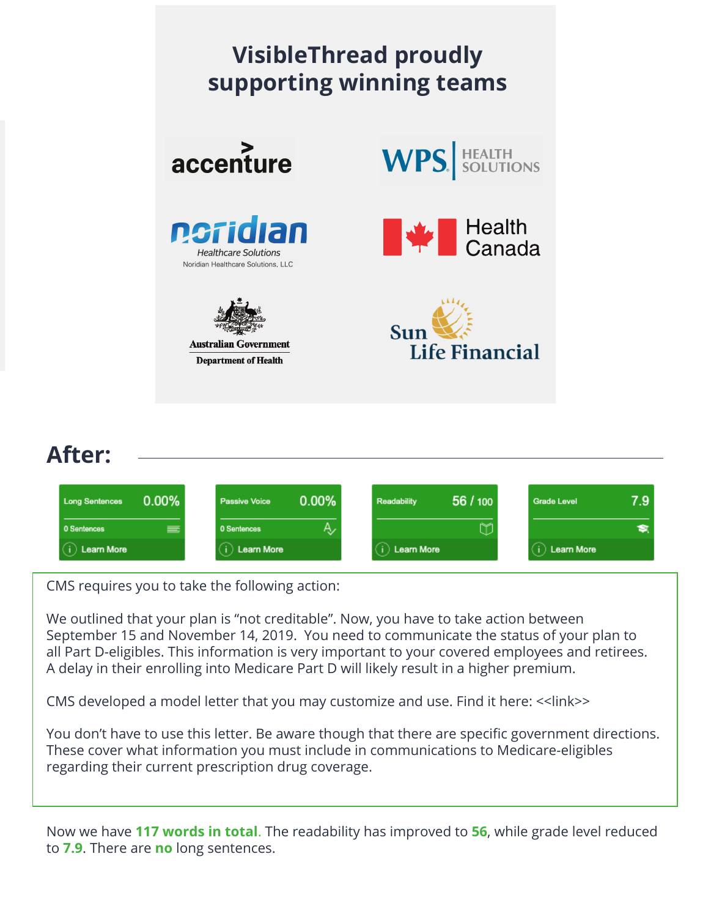## VisibleThread proudly supporting winning teams

accenture

WPS HEALTH SOLUTIONS

noridian Healthcare Solutions
Noridian Healthcare Solutions, LLC

Health Canada

Australian Government
Department of Health

Sun Life Financial

## After:

| Long Sentences | 0.00% | Passive Voice | 0.00% | Readability | 56 / 100 | Grade Level | 7.9 |
|---|---|---|---|---|---|---|---|
| 0 Sentences | | 0 Sentences | | | | | |
| Learn More | | Learn More | | Learn More | | Learn More | |

CMS requires you to take the following action:

We outlined that your plan is "not creditable". Now, you have to take action between September 15 and November 14, 2019. You need to communicate the status of your plan to all Part D-eligibles. This information is very important to your covered employees and retirees. A delay in their enrolling into Medicare Part D will likely result in a higher premium.

CMS developed a model letter that you may customize and use. Find it here: <<link>>

You don't have to use this letter. Be aware though that there are specific government directions. These cover what information you must include in communications to Medicare-eligibles regarding their current prescription drug coverage.

Now we have **117 words in total**. The readability has improved to **56**, while grade level reduced to **7.9**. There are **no** long sentences.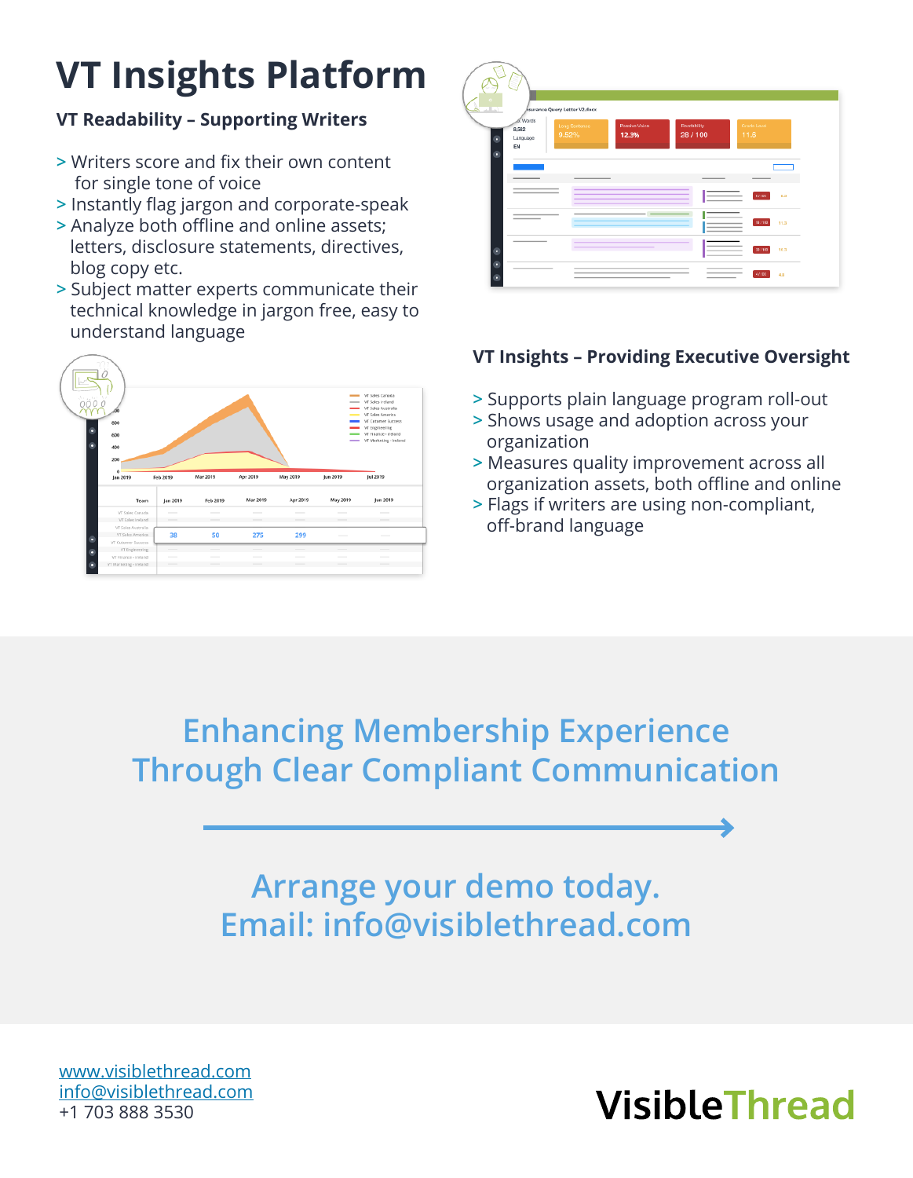# VT Insights Platform

### VT Readability – Supporting Writers

> Writers score and fix their own content for single tone of voice
> Instantly flag jargon and corporate-speak
> Analyze both offline and online assets; letters, disclosure statements, directives, blog copy etc.
> Subject matter experts communicate their technical knowledge in jargon free, easy to understand language

### VT Insights – Providing Executive Oversight

> Supports plain language program roll-out
> Shows usage and adoption across your organization
> Measures quality improvement across all organization assets, both offline and online
> Flags if writers are using non-compliant, off-brand language

## Enhancing Membership Experience Through Clear Compliant Communication

## Arrange your demo today.
## Email: info@visiblethread.com

www.visiblethread.com
info@visiblethread.com
+1 703 888 3530

VisibleThread